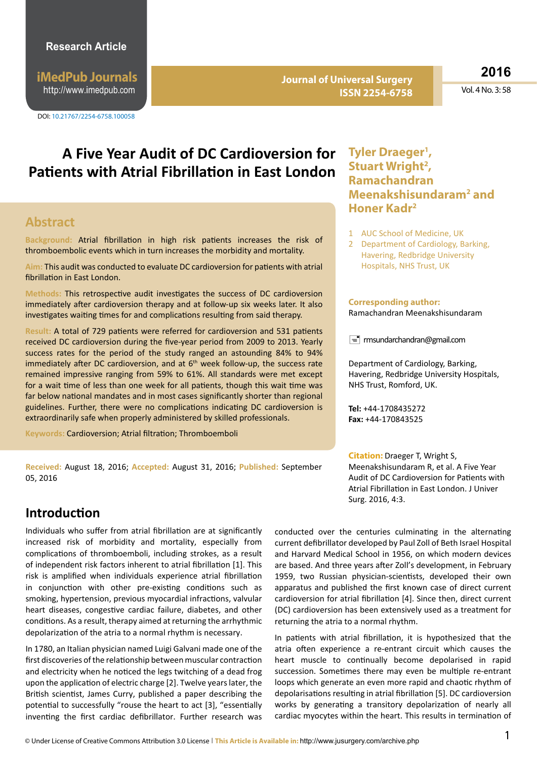Research Article

iMedPub Journals
http://www.imedpub.com

DOI: 10.21767/2254-6758.100058

Journal of Universal Surgery
ISSN 2254-6758

2016
Vol. 4 No. 3: 58

# A Five Year Audit of DC Cardioversion for Patients with Atrial Fibrillation in East London

**Tyler Draeger[1], Stuart Wright[2], Ramachandran Meenakshisundaram[2] and Honer Kadr[2]**

1 AUC School of Medicine, UK
2 Department of Cardiology, Barking, Havering, Redbridge University Hospitals, NHS Trust, UK

**Corresponding author:** Ramachandran Meenakshisundaram

rmsundarchandran@gmail.com

Department of Cardiology, Barking, Havering, Redbridge University Hospitals, NHS Trust, Romford, UK.

**Tel:** +44-1708435272
**Fax:** +44-170843525

**Citation:** Draeger T, Wright S, Meenakshisundaram R, et al. A Five Year Audit of DC Cardioversion for Patients with Atrial Fibrillation in East London. J Univer Surg. 2016, 4:3.

## Abstract

**Background:** Atrial fibrillation in high risk patients increases the risk of thromboembolic events which in turn increases the morbidity and mortality.

**Aim:** This audit was conducted to evaluate DC cardioversion for patients with atrial fibrillation in East London.

**Methods:** This retrospective audit investigates the success of DC cardioversion immediately after cardioversion therapy and at follow-up six weeks later. It also investigates waiting times for and complications resulting from said therapy.

**Result:** A total of 729 patients were referred for cardioversion and 531 patients received DC cardioversion during the five-year period from 2009 to 2013. Yearly success rates for the period of the study ranged an astounding 84% to 94% immediately after DC cardioversion, and at 6th week follow-up, the success rate remained impressive ranging from 59% to 61%. All standards were met except for a wait time of less than one week for all patients, though this wait time was far below national mandates and in most cases significantly shorter than regional guidelines. Further, there were no complications indicating DC cardioversion is extraordinarily safe when properly administered by skilled professionals.

**Keywords:** Cardioversion; Atrial filtration; Thromboemboli

**Received:** August 18, 2016; **Accepted:** August 31, 2016; **Published:** September 05, 2016

## Introduction

Individuals who suffer from atrial fibrillation are at significantly increased risk of morbidity and mortality, especially from complications of thromboemboli, including strokes, as a result of independent risk factors inherent to atrial fibrillation [1]. This risk is amplified when individuals experience atrial fibrillation in conjunction with other pre-existing conditions such as smoking, hypertension, previous myocardial infractions, valvular heart diseases, congestive cardiac failure, diabetes, and other conditions. As a result, therapy aimed at returning the arrhythmic depolarization of the atria to a normal rhythm is necessary.

In 1780, an Italian physician named Luigi Galvani made one of the first discoveries of the relationship between muscular contraction and electricity when he noticed the legs twitching of a dead frog upon the application of electric charge [2]. Twelve years later, the British scientist, James Curry, published a paper describing the potential to successfully "rouse the heart to act [3], "essentially inventing the first cardiac defibrillator. Further research was conducted over the centuries culminating in the alternating current defibrillator developed by Paul Zoll of Beth Israel Hospital and Harvard Medical School in 1956, on which modern devices are based. And three years after Zoll's development, in February 1959, two Russian physician-scientists, developed their own apparatus and published the first known case of direct current cardioversion for atrial fibrillation [4]. Since then, direct current (DC) cardioversion has been extensively used as a treatment for returning the atria to a normal rhythm.

In patients with atrial fibrillation, it is hypothesized that the atria often experience a re-entrant circuit which causes the heart muscle to continually become depolarised in rapid succession. Sometimes there may even be multiple re-entrant loops which generate an even more rapid and chaotic rhythm of depolarisations resulting in atrial fibrillation [5]. DC cardioversion works by generating a transitory depolarization of nearly all cardiac myocytes within the heart. This results in termination of

© Under License of Creative Commons Attribution 3.0 License | This Article is Available in: http://www.jusurgery.com/archive.php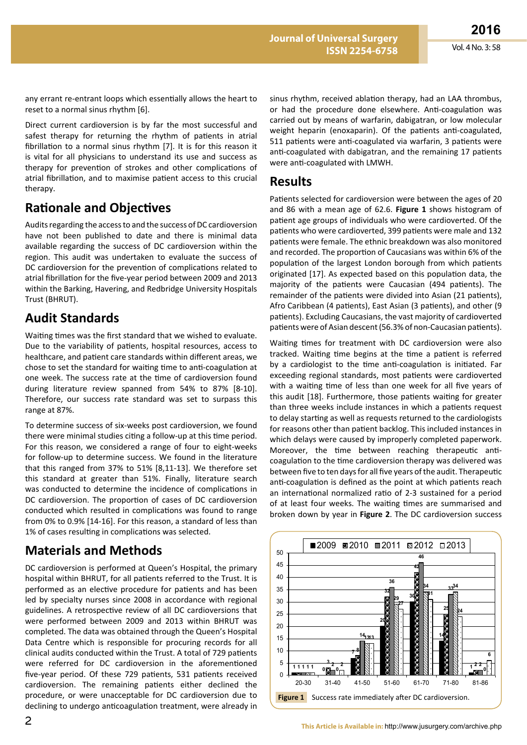any errant re-entrant loops which essentially allows the heart to reset to a normal sinus rhythm [6].

Direct current cardioversion is by far the most successful and safest therapy for returning the rhythm of patients in atrial fibrillation to a normal sinus rhythm [7]. It is for this reason it is vital for all physicians to understand its use and success as therapy for prevention of strokes and other complications of atrial fibrillation, and to maximise patient access to this crucial therapy.

## Rationale and Objectives

Audits regarding the access to and the success of DC cardioversion have not been published to date and there is minimal data available regarding the success of DC cardioversion within the region. This audit was undertaken to evaluate the success of DC cardioversion for the prevention of complications related to atrial fibrillation for the five-year period between 2009 and 2013 within the Barking, Havering, and Redbridge University Hospitals Trust (BHRUT).

## Audit Standards

Waiting times was the first standard that we wished to evaluate. Due to the variability of patients, hospital resources, access to healthcare, and patient care standards within different areas, we chose to set the standard for waiting time to anti-coagulation at one week. The success rate at the time of cardioversion found during literature review spanned from 54% to 87% [8-10]. Therefore, our success rate standard was set to surpass this range at 87%.

To determine success of six-weeks post cardioversion, we found there were minimal studies citing a follow-up at this time period. For this reason, we considered a range of four to eight-weeks for follow-up to determine success. We found in the literature that this ranged from 37% to 51% [8,11-13]. We therefore set this standard at greater than 51%. Finally, literature search was conducted to determine the incidence of complications in DC cardioversion. The proportion of cases of DC cardioversion conducted which resulted in complications was found to range from 0% to 0.9% [14-16]. For this reason, a standard of less than 1% of cases resulting in complications was selected.

## Materials and Methods

DC cardioversion is performed at Queen's Hospital, the primary hospital within BHRUT, for all patients referred to the Trust. It is performed as an elective procedure for patients and has been led by specialty nurses since 2008 in accordance with regional guidelines. A retrospective review of all DC cardioversions that were performed between 2009 and 2013 within BHRUT was completed. The data was obtained through the Queen's Hospital Data Centre which is responsible for procuring records for all clinical audits conducted within the Trust. A total of 729 patients were referred for DC cardioversion in the aforementioned five-year period. Of these 729 patients, 531 patients received cardioversion. The remaining patients either declined the procedure, or were unacceptable for DC cardioversion due to declining to undergo anticoagulation treatment, were already in sinus rhythm, received ablation therapy, had an LAA thrombus, or had the procedure done elsewhere. Anti-coagulation was carried out by means of warfarin, dabigatran, or low molecular weight heparin (enoxaparin). Of the patients anti-coagulated, 511 patients were anti-coagulated via warfarin, 3 patients were anti-coagulated with dabigatran, and the remaining 17 patients were anti-coagulated with LMWH.

## Results

Patients selected for cardioversion were between the ages of 20 and 86 with a mean age of 62.6. **Figure 1** shows histogram of patient age groups of individuals who were cardioverted. Of the patients who were cardioverted, 399 patients were male and 132 patients were female. The ethnic breakdown was also monitored and recorded. The proportion of Caucasians was within 6% of the population of the largest London borough from which patients originated [17]. As expected based on this population data, the majority of the patients were Caucasian (494 patients). The remainder of the patients were divided into Asian (21 patients), Afro Caribbean (4 patients), East Asian (3 patients), and other (9 patients). Excluding Caucasians, the vast majority of cardioverted patients were of Asian descent (56.3% of non-Caucasian patients).

Waiting times for treatment with DC cardioversion were also tracked. Waiting time begins at the time a patient is referred by a cardiologist to the time anti-coagulation is initiated. Far exceeding regional standards, most patients were cardioverted with a waiting time of less than one week for all five years of this audit [18]. Furthermore, those patients waiting for greater than three weeks include instances in which a patients request to delay starting as well as requests returned to the cardiologists for reasons other than patient backlog. This included instances in which delays were caused by improperly completed paperwork. Moreover, the time between reaching therapeutic anti-coagulation to the time cardioversion therapy was delivered was between five to ten days for all five years of the audit. Therapeutic anti-coagulation is defined as the point at which patients reach an international normalized ratio of 2-3 sustained for a period of at least four weeks. The waiting times are summarised and broken down by year in **Figure 2**. The DC cardioversion success

| Age group | 2009 | 2010 | 2011 | 2012 | 2013 |
|---|---|---|---|---|---|
| 20-30 | 1 | 1 | 1 | 1 | 1 |
| 31-40 | 0 | 3 | 2 | 0 | 2 |
| 41-50 | 7 | 8 | 14 | 13 | 13 |
| 51-60 | 20 | 32 | 36 | 29 | 27 |
| 61-70 | 30 | 42 | 46 | 34 | 31 |
| 71-80 | 14 | 25 | 33 | 34 | 24 |
| 81-86 | 1 | 2 | 2 | 0 | 6 |

**Figure 1** Success rate immediately after DC cardioversion.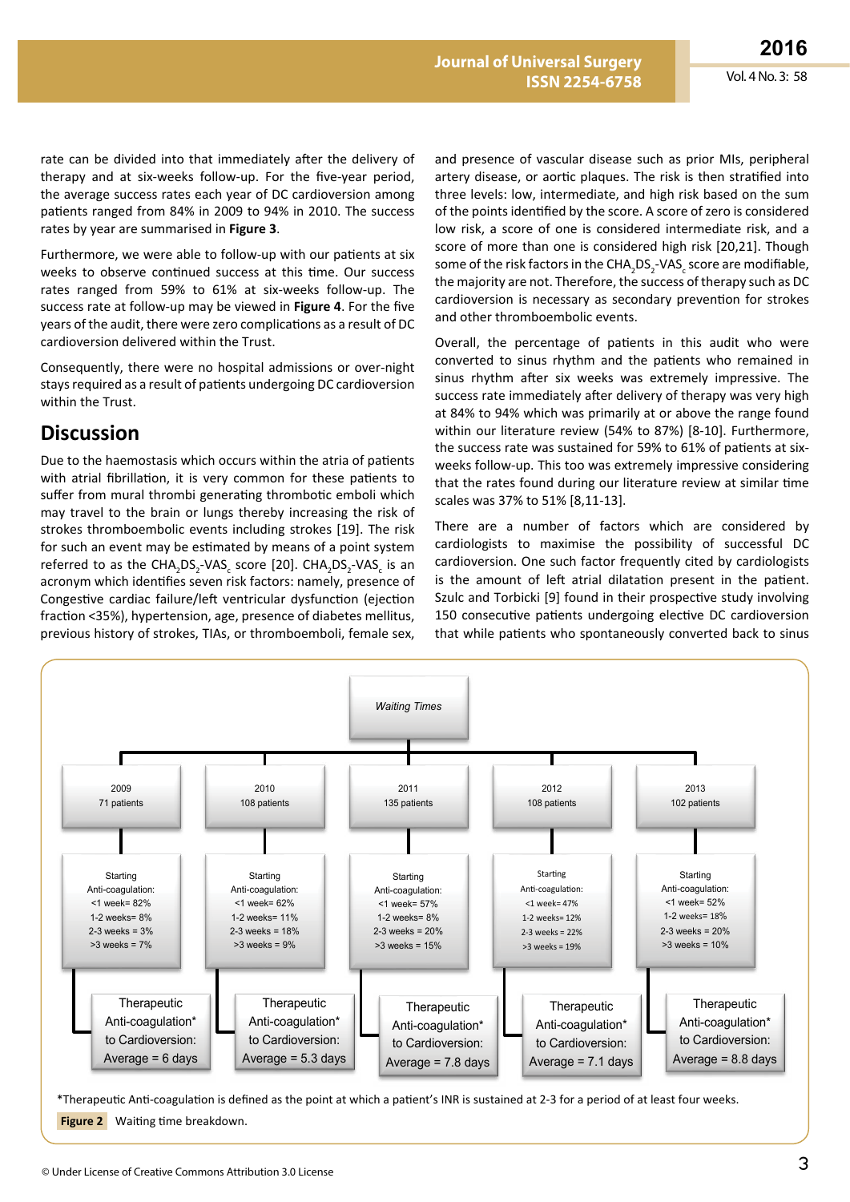rate can be divided into that immediately after the delivery of therapy and at six-weeks follow-up. For the five-year period, the average success rates each year of DC cardioversion among patients ranged from 84% in 2009 to 94% in 2010. The success rates by year are summarised in **Figure 3**.

Furthermore, we were able to follow-up with our patients at six weeks to observe continued success at this time. Our success rates ranged from 59% to 61% at six-weeks follow-up. The success rate at follow-up may be viewed in **Figure 4**. For the five years of the audit, there were zero complications as a result of DC cardioversion delivered within the Trust.

Consequently, there were no hospital admissions or over-night stays required as a result of patients undergoing DC cardioversion within the Trust.

## Discussion

Due to the haemostasis which occurs within the atria of patients with atrial fibrillation, it is very common for these patients to suffer from mural thrombi generating thrombotic emboli which may travel to the brain or lungs thereby increasing the risk of strokes thromboembolic events including strokes [19]. The risk for such an event may be estimated by means of a point system referred to as the $CHA_2DS_2$-$VAS_c$ score [20]. $CHA_2DS_2$-$VAS_c$ is an acronym which identifies seven risk factors: namely, presence of Congestive cardiac failure/left ventricular dysfunction (ejection fraction <35%), hypertension, age, presence of diabetes mellitus, previous history of strokes, TIAs, or thromboemboli, female sex, and presence of vascular disease such as prior MIs, peripheral artery disease, or aortic plaques. The risk is then stratified into three levels: low, intermediate, and high risk based on the sum of the points identified by the score. A score of zero is considered low risk, a score of one is considered intermediate risk, and a score of more than one is considered high risk [20,21]. Though some of the risk factors in the $CHA_2DS_2$-$VAS_c$ score are modifiable, the majority are not. Therefore, the success of therapy such as DC cardioversion is necessary as secondary prevention for strokes and other thromboembolic events.

Overall, the percentage of patients in this audit who were converted to sinus rhythm and the patients who remained in sinus rhythm after six weeks was extremely impressive. The success rate immediately after delivery of therapy was very high at 84% to 94% which was primarily at or above the range found within our literature review (54% to 87%) [8-10]. Furthermore, the success rate was sustained for 59% to 61% of patients at six-weeks follow-up. This too was extremely impressive considering that the rates found during our literature review at similar time scales was 37% to 51% [8,11-13].

There are a number of factors which are considered by cardiologists to maximise the possibility of successful DC cardioversion. One such factor frequently cited by cardiologists is the amount of left atrial dilatation present in the patient. Szulc and Torbicki [9] found in their prospective study involving 150 consecutive patients undergoing elective DC cardioversion that while patients who spontaneously converted back to sinus

| Waiting Times | 2009 | 2010 | 2011 | 2012 | 2013 |
|---|---|---|---|---|---|
| Patients | 71 patients | 108 patients | 135 patients | 108 patients | 102 patients |
| Starting Anti-coagulation: <1 week | 82% | 62% | 57% | 47% | 52% |
| 1-2 weeks | 8% | 11% | 8% | 12% | 18% |
| 2-3 weeks | 3% | 18% | 20% | 22% | 20% |
| >3 weeks | 7% | 9% | 15% | 19% | 10% |
| Therapeutic Anti-coagulation* to Cardioversion: Average | 6 days | 5.3 days | 7.8 days | 7.1 days | 8.8 days |

*Therapeutic Anti-coagulation is defined as the point at which a patient's INR is sustained at 2-3 for a period of at least four weeks.

**Figure 2** Waiting time breakdown.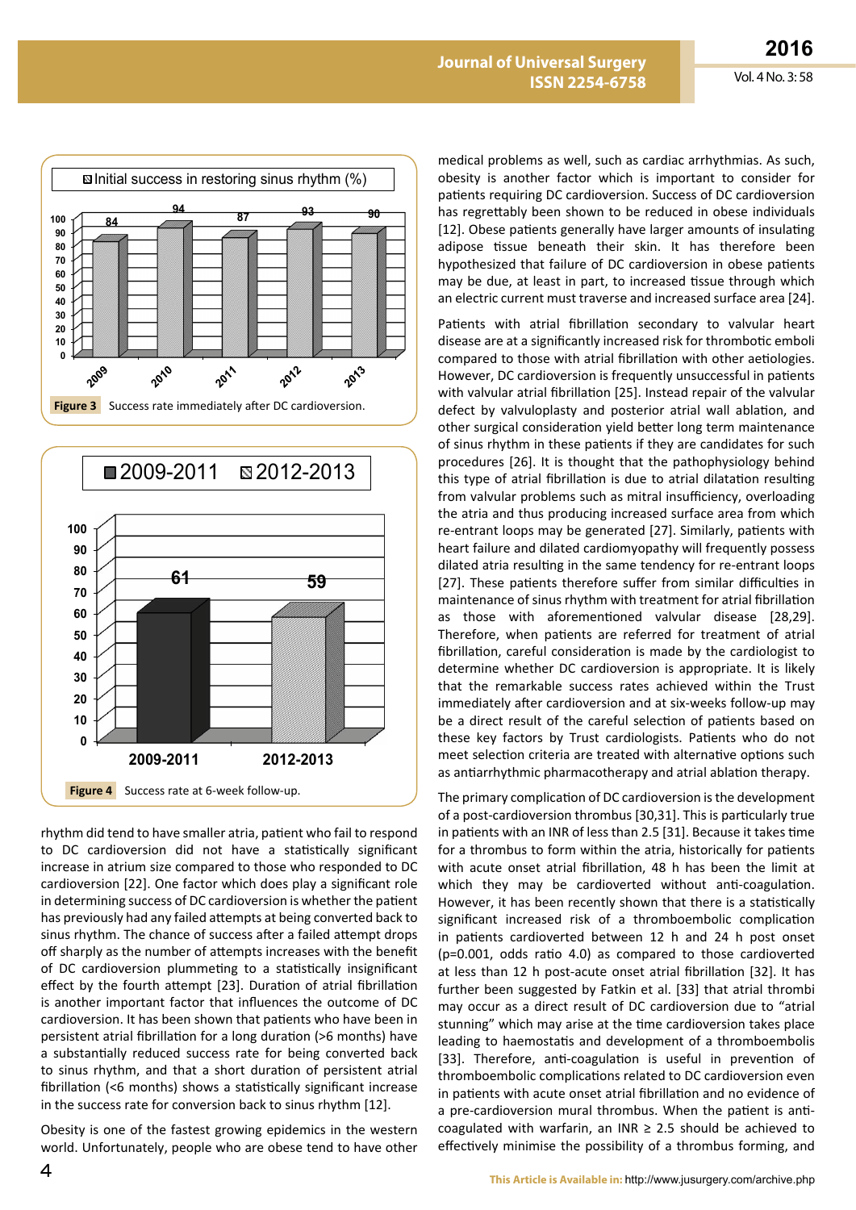Figure 3 Success rate immediately after DC cardioversion.

Figure 4 Success rate at 6-week follow-up.

rhythm did tend to have smaller atria, patient who fail to respond to DC cardioversion did not have a statistically significant increase in atrium size compared to those who responded to DC cardioversion [22]. One factor which does play a significant role in determining success of DC cardioversion is whether the patient has previously had any failed attempts at being converted back to sinus rhythm. The chance of success after a failed attempt drops off sharply as the number of attempts increases with the benefit of DC cardioversion plummeting to a statistically insignificant effect by the fourth attempt [23]. Duration of atrial fibrillation is another important factor that influences the outcome of DC cardioversion. It has been shown that patients who have been in persistent atrial fibrillation for a long duration (>6 months) have a substantially reduced success rate for being converted back to sinus rhythm, and that a short duration of persistent atrial fibrillation (<6 months) shows a statistically significant increase in the success rate for conversion back to sinus rhythm [12].

Obesity is one of the fastest growing epidemics in the western world. Unfortunately, people who are obese tend to have other medical problems as well, such as cardiac arrhythmias. As such, obesity is another factor which is important to consider for patients requiring DC cardioversion. Success of DC cardioversion has regrettably been shown to be reduced in obese individuals [12]. Obese patients generally have larger amounts of insulating adipose tissue beneath their skin. It has therefore been hypothesized that failure of DC cardioversion in obese patients may be due, at least in part, to increased tissue through which an electric current must traverse and increased surface area [24].

Patients with atrial fibrillation secondary to valvular heart disease are at a significantly increased risk for thrombotic emboli compared to those with atrial fibrillation with other aetiologies. However, DC cardioversion is frequently unsuccessful in patients with valvular atrial fibrillation [25]. Instead repair of the valvular defect by valvuloplasty and posterior atrial wall ablation, and other surgical consideration yield better long term maintenance of sinus rhythm in these patients if they are candidates for such procedures [26]. It is thought that the pathophysiology behind this type of atrial fibrillation is due to atrial dilatation resulting from valvular problems such as mitral insufficiency, overloading the atria and thus producing increased surface area from which re-entrant loops may be generated [27]. Similarly, patients with heart failure and dilated cardiomyopathy will frequently possess dilated atria resulting in the same tendency for re-entrant loops [27]. These patients therefore suffer from similar difficulties in maintenance of sinus rhythm with treatment for atrial fibrillation as those with aforementioned valvular disease [28,29]. Therefore, when patients are referred for treatment of atrial fibrillation, careful consideration is made by the cardiologist to determine whether DC cardioversion is appropriate. It is likely that the remarkable success rates achieved within the Trust immediately after cardioversion and at six-weeks follow-up may be a direct result of the careful selection of patients based on these key factors by Trust cardiologists. Patients who do not meet selection criteria are treated with alternative options such as antiarrhythmic pharmacotherapy and atrial ablation therapy.

The primary complication of DC cardioversion is the development of a post-cardioversion thrombus [30,31]. This is particularly true in patients with an INR of less than 2.5 [31]. Because it takes time for a thrombus to form within the atria, historically for patients with acute onset atrial fibrillation, 48 h has been the limit at which they may be cardioverted without anti-coagulation. However, it has been recently shown that there is a statistically significant increased risk of a thromboembolic complication in patients cardioverted between 12 h and 24 h post onset ($p=0.001$, odds ratio 4.0) as compared to those cardioverted at less than 12 h post-acute onset atrial fibrillation [32]. It has further been suggested by Fatkin et al. [33] that atrial thrombi may occur as a direct result of DC cardioversion due to "atrial stunning" which may arise at the time cardioversion takes place leading to haemostatis and development of a thromboembolis [33]. Therefore, anti-coagulation is useful in prevention of thromboembolic complications related to DC cardioversion even in patients with acute onset atrial fibrillation and no evidence of a pre-cardioversion mural thrombus. When the patient is anti-coagulated with warfarin, an INR $\geq$ 2.5 should be achieved to effectively minimise the possibility of a thrombus forming, and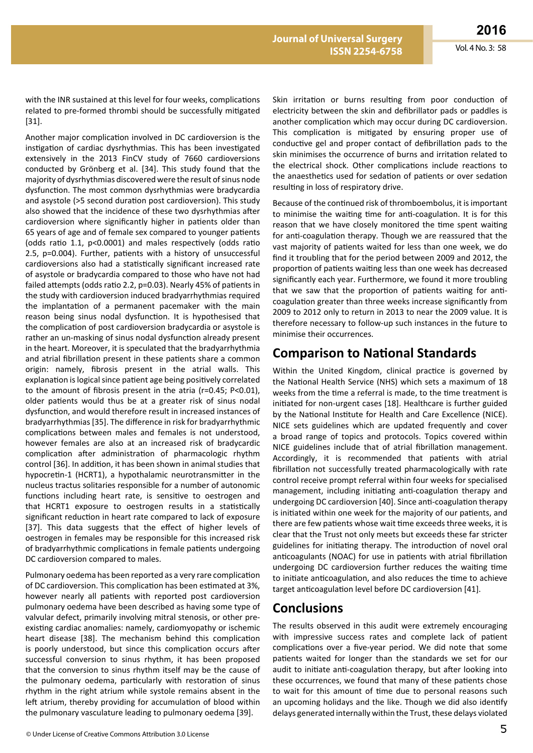with the INR sustained at this level for four weeks, complications related to pre-formed thrombi should be successfully mitigated [31].

Another major complication involved in DC cardioversion is the instigation of cardiac dysrhythmias. This has been investigated extensively in the 2013 FinCV study of 7660 cardioversions conducted by Grönberg et al. [34]. This study found that the majority of dysrhythmias discovered were the result of sinus node dysfunction. The most common dysrhythmias were bradycardia and asystole (>5 second duration post cardioversion). This study also showed that the incidence of these two dysrhythmias after cardioversion where significantly higher in patients older than 65 years of age and of female sex compared to younger patients (odds ratio 1.1, p<0.0001) and males respectively (odds ratio 2.5, p=0.004). Further, patients with a history of unsuccessful cardioversions also had a statistically significant increased rate of asystole or bradycardia compared to those who have not had failed attempts (odds ratio 2.2, p=0.03). Nearly 45% of patients in the study with cardioversion induced bradyarrhythmias required the implantation of a permanent pacemaker with the main reason being sinus nodal dysfunction. It is hypothesised that the complication of post cardioversion bradycardia or asystole is rather an un-masking of sinus nodal dysfunction already present in the heart. Moreover, it is speculated that the bradyarrhythmia and atrial fibrillation present in these patients share a common origin: namely, fibrosis present in the atrial walls. This explanation is logical since patient age being positively correlated to the amount of fibrosis present in the atria (r=0.45; P<0.01), older patients would thus be at a greater risk of sinus nodal dysfunction, and would therefore result in increased instances of bradyarrhythmias [35]. The difference in risk for bradyarrhythmic complications between males and females is not understood, however females are also at an increased risk of bradycardic complication after administration of pharmacologic rhythm control [36]. In addition, it has been shown in animal studies that hypocretin-1 (HCRT1), a hypothalamic neurotransmitter in the nucleus tractus solitaries responsible for a number of autonomic functions including heart rate, is sensitive to oestrogen and that HCRT1 exposure to oestrogen results in a statistically significant reduction in heart rate compared to lack of exposure [37]. This data suggests that the effect of higher levels of oestrogen in females may be responsible for this increased risk of bradyarrhythmic complications in female patients undergoing DC cardioversion compared to males.

Pulmonary oedema has been reported as a very rare complication of DC cardioversion. This complication has been estimated at 3%, however nearly all patients with reported post cardioversion pulmonary oedema have been described as having some type of valvular defect, primarily involving mitral stenosis, or other pre-existing cardiac anomalies: namely, cardiomyopathy or ischemic heart disease [38]. The mechanism behind this complication is poorly understood, but since this complication occurs after successful conversion to sinus rhythm, it has been proposed that the conversion to sinus rhythm itself may be the cause of the pulmonary oedema, particularly with restoration of sinus rhythm in the right atrium while systole remains absent in the left atrium, thereby providing for accumulation of blood within the pulmonary vasculature leading to pulmonary oedema [39].

Skin irritation or burns resulting from poor conduction of electricity between the skin and defibrillator pads or paddles is another complication which may occur during DC cardioversion. This complication is mitigated by ensuring proper use of conductive gel and proper contact of defibrillation pads to the skin minimises the occurrence of burns and irritation related to the electrical shock. Other complications include reactions to the anaesthetics used for sedation of patients or over sedation resulting in loss of respiratory drive.

Because of the continued risk of thromboembolus, it is important to minimise the waiting time for anti-coagulation. It is for this reason that we have closely monitored the time spent waiting for anti-coagulation therapy. Though we are reassured that the vast majority of patients waited for less than one week, we do find it troubling that for the period between 2009 and 2012, the proportion of patients waiting less than one week has decreased significantly each year. Furthermore, we found it more troubling that we saw that the proportion of patients waiting for anti-coagulation greater than three weeks increase significantly from 2009 to 2012 only to return in 2013 to near the 2009 value. It is therefore necessary to follow-up such instances in the future to minimise their occurrences.

## Comparison to National Standards

Within the United Kingdom, clinical practice is governed by the National Health Service (NHS) which sets a maximum of 18 weeks from the time a referral is made, to the time treatment is initiated for non-urgent cases [18]. Healthcare is further guided by the National Institute for Health and Care Excellence (NICE). NICE sets guidelines which are updated frequently and cover a broad range of topics and protocols. Topics covered within NICE guidelines include that of atrial fibrillation management. Accordingly, it is recommended that patients with atrial fibrillation not successfully treated pharmacologically with rate control receive prompt referral within four weeks for specialised management, including initiating anti-coagulation therapy and undergoing DC cardioversion [40]. Since anti-coagulation therapy is initiated within one week for the majority of our patients, and there are few patients whose wait time exceeds three weeks, it is clear that the Trust not only meets but exceeds these far stricter guidelines for initiating therapy. The introduction of novel oral anticoagulants (NOAC) for use in patients with atrial fibrillation undergoing DC cardioversion further reduces the waiting time to initiate anticoagulation, and also reduces the time to achieve target anticoagulation level before DC cardioversion [41].

## Conclusions

The results observed in this audit were extremely encouraging with impressive success rates and complete lack of patient complications over a five-year period. We did note that some patients waited for longer than the standards we set for our audit to initiate anti-coagulation therapy, but after looking into these occurrences, we found that many of these patients chose to wait for this amount of time due to personal reasons such an upcoming holidays and the like. Though we did also identify delays generated internally within the Trust, these delays violated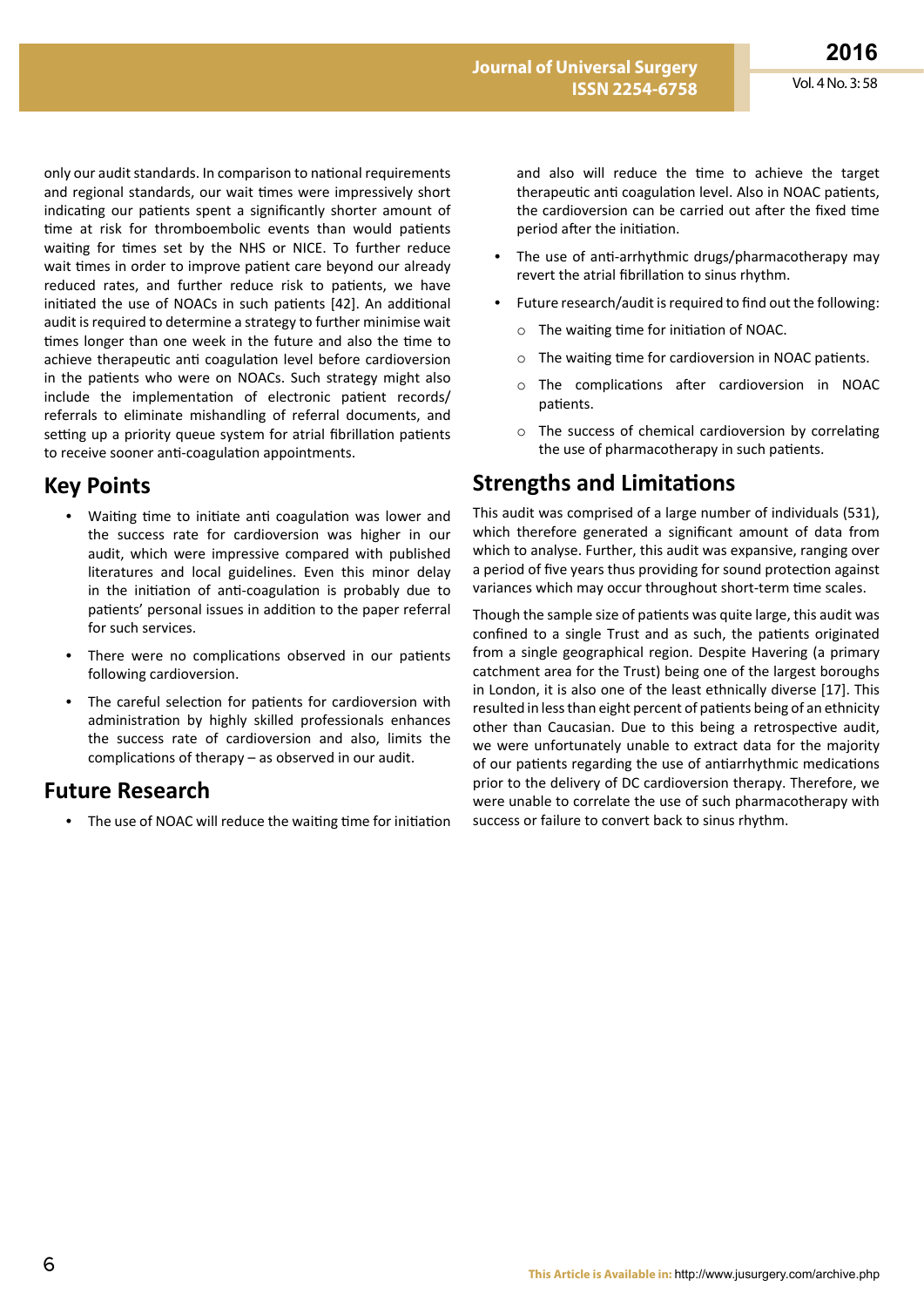only our audit standards. In comparison to national requirements and regional standards, our wait times were impressively short indicating our patients spent a significantly shorter amount of time at risk for thromboembolic events than would patients waiting for times set by the NHS or NICE. To further reduce wait times in order to improve patient care beyond our already reduced rates, and further reduce risk to patients, we have initiated the use of NOACs in such patients [42]. An additional audit is required to determine a strategy to further minimise wait times longer than one week in the future and also the time to achieve therapeutic anti coagulation level before cardioversion in the patients who were on NOACs. Such strategy might also include the implementation of electronic patient records/referrals to eliminate mishandling of referral documents, and setting up a priority queue system for atrial fibrillation patients to receive sooner anti-coagulation appointments.

## Key Points

- Waiting time to initiate anti coagulation was lower and the success rate for cardioversion was higher in our audit, which were impressive compared with published literatures and local guidelines. Even this minor delay in the initiation of anti-coagulation is probably due to patients' personal issues in addition to the paper referral for such services.
- There were no complications observed in our patients following cardioversion.
- The careful selection for patients for cardioversion with administration by highly skilled professionals enhances the success rate of cardioversion and also, limits the complications of therapy – as observed in our audit.

## Future Research

- The use of NOAC will reduce the waiting time for initiation and also will reduce the time to achieve the target therapeutic anti coagulation level. Also in NOAC patients, the cardioversion can be carried out after the fixed time period after the initiation.
- The use of anti-arrhythmic drugs/pharmacotherapy may revert the atrial fibrillation to sinus rhythm.
- Future research/audit is required to find out the following:
  - The waiting time for initiation of NOAC.
  - The waiting time for cardioversion in NOAC patients.
  - The complications after cardioversion in NOAC patients.
  - The success of chemical cardioversion by correlating the use of pharmacotherapy in such patients.

## Strengths and Limitations

This audit was comprised of a large number of individuals (531), which therefore generated a significant amount of data from which to analyse. Further, this audit was expansive, ranging over a period of five years thus providing for sound protection against variances which may occur throughout short-term time scales.

Though the sample size of patients was quite large, this audit was confined to a single Trust and as such, the patients originated from a single geographical region. Despite Havering (a primary catchment area for the Trust) being one of the largest boroughs in London, it is also one of the least ethnically diverse [17]. This resulted in less than eight percent of patients being of an ethnicity other than Caucasian. Due to this being a retrospective audit, we were unfortunately unable to extract data for the majority of our patients regarding the use of antiarrhythmic medications prior to the delivery of DC cardioversion therapy. Therefore, we were unable to correlate the use of such pharmacotherapy with success or failure to convert back to sinus rhythm.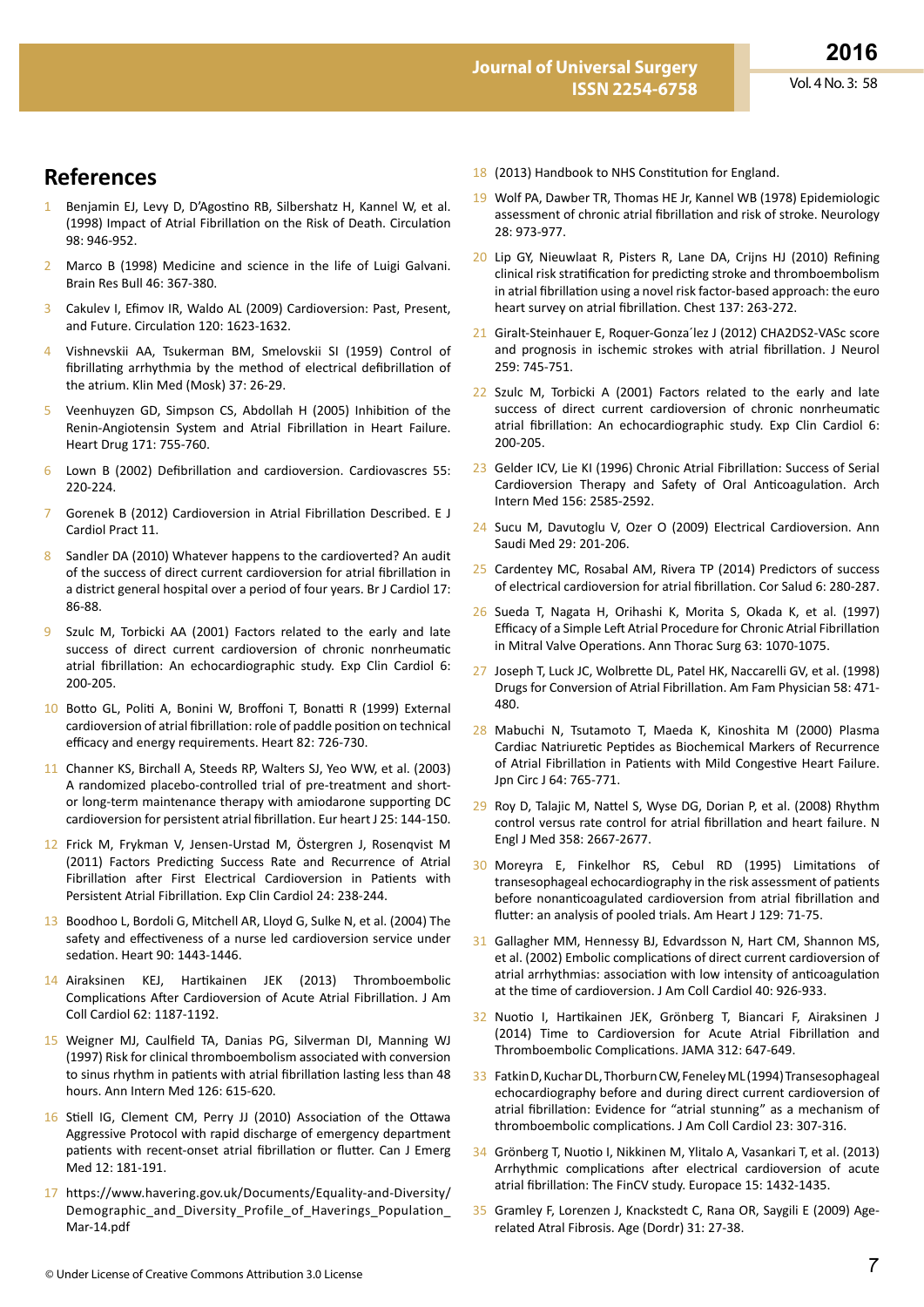## References

1. Benjamin EJ, Levy D, D'Agostino RB, Silbershatz H, Kannel W, et al. (1998) Impact of Atrial Fibrillation on the Risk of Death. Circulation 98: 946-952.
2. Marco B (1998) Medicine and science in the life of Luigi Galvani. Brain Res Bull 46: 367-380.
3. Cakulev I, Efimov IR, Waldo AL (2009) Cardioversion: Past, Present, and Future. Circulation 120: 1623-1632.
4. Vishnevskii AA, Tsukerman BM, Smelovskii SI (1959) Control of fibrillating arrhythmia by the method of electrical defibrillation of the atrium. Klin Med (Mosk) 37: 26-29.
5. Veenhuyzen GD, Simpson CS, Abdollah H (2005) Inhibition of the Renin-Angiotensin System and Atrial Fibrillation in Heart Failure. Heart Drug 171: 755-760.
6. Lown B (2002) Defibrillation and cardioversion. Cardiovascres 55: 220-224.
7. Gorenek B (2012) Cardioversion in Atrial Fibrillation Described. E J Cardiol Pract 11.
8. Sandler DA (2010) Whatever happens to the cardioverted? An audit of the success of direct current cardioversion for atrial fibrillation in a district general hospital over a period of four years. Br J Cardiol 17: 86-88.
9. Szulc M, Torbicki AA (2001) Factors related to the early and late success of direct current cardioversion of chronic nonrheumatic atrial fibrillation: An echocardiographic study. Exp Clin Cardiol 6: 200-205.
10. Botto GL, Politi A, Bonini W, Broffoni T, Bonatti R (1999) External cardioversion of atrial fibrillation: role of paddle position on technical efficacy and energy requirements. Heart 82: 726-730.
11. Channer KS, Birchall A, Steeds RP, Walters SJ, Yeo WW, et al. (2003) A randomized placebo-controlled trial of pre-treatment and short- or long-term maintenance therapy with amiodarone supporting DC cardioversion for persistent atrial fibrillation. Eur heart J 25: 144-150.
12. Frick M, Frykman V, Jensen-Urstad M, Östergren J, Rosenqvist M (2011) Factors Predicting Success Rate and Recurrence of Atrial Fibrillation after First Electrical Cardioversion in Patients with Persistent Atrial Fibrillation. Exp Clin Cardiol 24: 238-244.
13. Boodhoo L, Bordoli G, Mitchell AR, Lloyd G, Sulke N, et al. (2004) The safety and effectiveness of a nurse led cardioversion service under sedation. Heart 90: 1443-1446.
14. Airaksinen KEJ, Hartikainen JEK (2013) Thromboembolic Complications After Cardioversion of Acute Atrial Fibrillation. J Am Coll Cardiol 62: 1187-1192.
15. Weigner MJ, Caulfield TA, Danias PG, Silverman DI, Manning WJ (1997) Risk for clinical thromboembolism associated with conversion to sinus rhythm in patients with atrial fibrillation lasting less than 48 hours. Ann Intern Med 126: 615-620.
16. Stiell IG, Clement CM, Perry JJ (2010) Association of the Ottawa Aggressive Protocol with rapid discharge of emergency department patients with recent-onset atrial fibrillation or flutter. Can J Emerg Med 12: 181-191.
17. https://www.havering.gov.uk/Documents/Equality-and-Diversity/Demographic_and_Diversity_Profile_of_Haverings_Population_Mar-14.pdf
18. (2013) Handbook to NHS Constitution for England.
19. Wolf PA, Dawber TR, Thomas HE Jr, Kannel WB (1978) Epidemiologic assessment of chronic atrial fibrillation and risk of stroke. Neurology 28: 973-977.
20. Lip GY, Nieuwlaat R, Pisters R, Lane DA, Crijns HJ (2010) Refining clinical risk stratification for predicting stroke and thromboembolism in atrial fibrillation using a novel risk factor-based approach: the euro heart survey on atrial fibrillation. Chest 137: 263-272.
21. Giralt-Steinhauer E, Roquer-Gonza´lez J (2012) CHA2DS2-VASc score and prognosis in ischemic strokes with atrial fibrillation. J Neurol 259: 745-751.
22. Szulc M, Torbicki A (2001) Factors related to the early and late success of direct current cardioversion of chronic nonrheumatic atrial fibrillation: An echocardiographic study. Exp Clin Cardiol 6: 200-205.
23. Gelder ICV, Lie KI (1996) Chronic Atrial Fibrillation: Success of Serial Cardioversion Therapy and Safety of Oral Anticoagulation. Arch Intern Med 156: 2585-2592.
24. Sucu M, Davutoglu V, Ozer O (2009) Electrical Cardioversion. Ann Saudi Med 29: 201-206.
25. Cardentey MC, Rosabal AM, Rivera TP (2014) Predictors of success of electrical cardioversion for atrial fibrillation. Cor Salud 6: 280-287.
26. Sueda T, Nagata H, Orihashi K, Morita S, Okada K, et al. (1997) Efficacy of a Simple Left Atrial Procedure for Chronic Atrial Fibrillation in Mitral Valve Operations. Ann Thorac Surg 63: 1070-1075.
27. Joseph T, Luck JC, Wolbrette DL, Patel HK, Naccarelli GV, et al. (1998) Drugs for Conversion of Atrial Fibrillation. Am Fam Physician 58: 471-480.
28. Mabuchi N, Tsutamoto T, Maeda K, Kinoshita M (2000) Plasma Cardiac Natriuretic Peptides as Biochemical Markers of Recurrence of Atrial Fibrillation in Patients with Mild Congestive Heart Failure. Jpn Circ J 64: 765-771.
29. Roy D, Talajic M, Nattel S, Wyse DG, Dorian P, et al. (2008) Rhythm control versus rate control for atrial fibrillation and heart failure. N Engl J Med 358: 2667-2677.
30. Moreyra E, Finkelhor RS, Cebul RD (1995) Limitations of transesophageal echocardiography in the risk assessment of patients before nonanticoagulated cardioversion from atrial fibrillation and flutter: an analysis of pooled trials. Am Heart J 129: 71-75.
31. Gallagher MM, Hennessy BJ, Edvardsson N, Hart CM, Shannon MS, et al. (2002) Embolic complications of direct current cardioversion of atrial arrhythmias: association with low intensity of anticoagulation at the time of cardioversion. J Am Coll Cardiol 40: 926-933.
32. Nuotio I, Hartikainen JEK, Grönberg T, Biancari F, Airaksinen J (2014) Time to Cardioversion for Acute Atrial Fibrillation and Thromboembolic Complications. JAMA 312: 647-649.
33. Fatkin D, Kuchar DL, Thorburn CW, Feneley ML (1994) Transesophageal echocardiography before and during direct current cardioversion of atrial fibrillation: Evidence for "atrial stunning" as a mechanism of thromboembolic complications. J Am Coll Cardiol 23: 307-316.
34. Grönberg T, Nuotio I, Nikkinen M, Ylitalo A, Vasankari T, et al. (2013) Arrhythmic complications after electrical cardioversion of acute atrial fibrillation: The FinCV study. Europace 15: 1432-1435.
35. Gramley F, Lorenzen J, Knackstedt C, Rana OR, Saygili E (2009) Age-related Atral Fibrosis. Age (Dordr) 31: 27-38.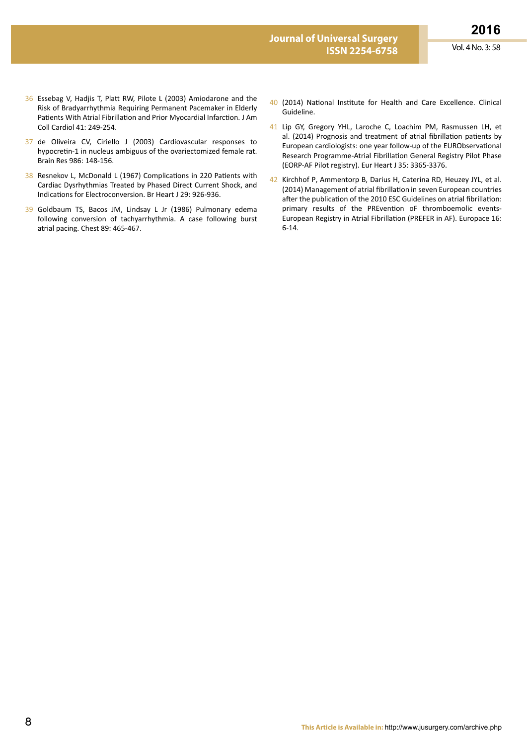36. Essebag V, Hadjis T, Platt RW, Pilote L (2003) Amiodarone and the Risk of Bradyarrhythmia Requiring Permanent Pacemaker in Elderly Patients With Atrial Fibrillation and Prior Myocardial Infarction. J Am Coll Cardiol 41: 249-254.
37. de Oliveira CV, Ciriello J (2003) Cardiovascular responses to hypocretin-1 in nucleus ambiguus of the ovariectomized female rat. Brain Res 986: 148-156.
38. Resnekov L, McDonald L (1967) Complications in 220 Patients with Cardiac Dysrhythmias Treated by Phased Direct Current Shock, and Indications for Electroconversion. Br Heart J 29: 926-936.
39. Goldbaum TS, Bacos JM, Lindsay L Jr (1986) Pulmonary edema following conversion of tachyarrhythmia. A case following burst atrial pacing. Chest 89: 465-467.
40. (2014) National Institute for Health and Care Excellence. Clinical Guideline.
41. Lip GY, Gregory YHL, Laroche C, Loachim PM, Rasmussen LH, et al. (2014) Prognosis and treatment of atrial fibrillation patients by European cardiologists: one year follow-up of the EURObservational Research Programme-Atrial Fibrillation General Registry Pilot Phase (EORP-AF Pilot registry). Eur Heart J 35: 3365-3376.
42. Kirchhof P, Ammentorp B, Darius H, Caterina RD, Heuzey JYL, et al. (2014) Management of atrial fibrillation in seven European countries after the publication of the 2010 ESC Guidelines on atrial fibrillation: primary results of the PREvention oF thromboemolic events-European Registry in Atrial Fibrillation (PREFER in AF). Europace 16: 6-14.